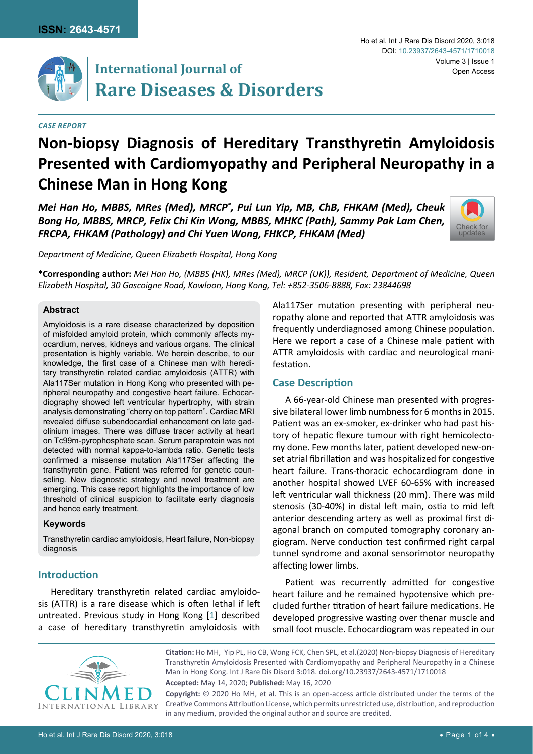**ISSN: 2643-4571**

# International Journal of Rare Diseases & Disorders

*CASE REPORT*

# Non-biopsy Diagnosis of Hereditary Transthyretin Amyloidosis Presented with Cardiomyopathy and Peripheral Neuropathy in a Chinese Man in Hong Kong

***Mei Han Ho, MBBS, MRes (Med), MRCP*, Pui Lun Yip, MB, ChB, FHKAM (Med), Cheuk Bong Ho, MBBS, MRCP, Felix Chi Kin Wong, MBBS, MHKC (Path), Sammy Pak Lam Chen, FRCPA, FHKAM (Pathology) and Chi Yuen Wong, FHKCP, FHKAM (Med)***

*Department of Medicine, Queen Elizabeth Hospital, Hong Kong*

**\*Corresponding author:** *Mei Han Ho, (MBBS (HK), MRes (Med), MRCP (UK)), Resident, Department of Medicine, Queen Elizabeth Hospital, 30 Gascoigne Road, Kowloon, Hong Kong, Tel: +852-3506-8888, Fax: 23844698*

### Abstract

Amyloidosis is a rare disease characterized by deposition of misfolded amyloid protein, which commonly affects myocardium, nerves, kidneys and various organs. The clinical presentation is highly variable. We herein describe, to our knowledge, the first case of a Chinese man with hereditary transthyretin related cardiac amyloidosis (ATTR) with Ala117Ser mutation in Hong Kong who presented with peripheral neuropathy and congestive heart failure. Echocardiography showed left ventricular hypertrophy, with strain analysis demonstrating "cherry on top pattern". Cardiac MRI revealed diffuse subendocardial enhancement on late gadolinium images. There was diffuse tracer activity at heart on Tc99m-pyrophosphate scan. Serum paraprotein was not detected with normal kappa-to-lambda ratio. Genetic tests confirmed a missense mutation Ala117Ser affecting the transthyretin gene. Patient was referred for genetic counseling. New diagnostic strategy and novel treatment are emerging. This case report highlights the importance of low threshold of clinical suspicion to facilitate early diagnosis and hence early treatment.

### Keywords

Transthyretin cardiac amyloidosis, Heart failure, Non-biopsy diagnosis

## Introduction

Hereditary transthyretin related cardiac amyloidosis (ATTR) is a rare disease which is often lethal if left untreated. Previous study in Hong Kong [1] described a case of hereditary transthyretin amyloidosis with Ala117Ser mutation presenting with peripheral neuropathy alone and reported that ATTR amyloidosis was frequently underdiagnosed among Chinese population. Here we report a case of a Chinese male patient with ATTR amyloidosis with cardiac and neurological manifestation.

## Case Description

A 66-year-old Chinese man presented with progressive bilateral lower limb numbness for 6 months in 2015. Patient was an ex-smoker, ex-drinker who had past history of hepatic flexure tumour with right hemicolectomy done. Few months later, patient developed new-onset atrial fibrillation and was hospitalized for congestive heart failure. Trans-thoracic echocardiogram done in another hospital showed LVEF 60-65% with increased left ventricular wall thickness (20 mm). There was mild stenosis (30-40%) in distal left main, ostia to mid left anterior descending artery as well as proximal first diagonal branch on computed tomography coronary angiogram. Nerve conduction test confirmed right carpal tunnel syndrome and axonal sensorimotor neuropathy affecting lower limbs.

Patient was recurrently admitted for congestive heart failure and he remained hypotensive which precluded further titration of heart failure medications. He developed progressive wasting over thenar muscle and small foot muscle. Echocardiogram was repeated in our

**Citation:** Ho MH, Yip PL, Ho CB, Wong FCK, Chen SPL, et al.(2020) Non-biopsy Diagnosis of Hereditary Transthyretin Amyloidosis Presented with Cardiomyopathy and Peripheral Neuropathy in a Chinese Man in Hong Kong. Int J Rare Dis Disord 3:018. doi.org/10.23937/2643-4571/1710018

**Accepted:** May 14, 2020; **Published:** May 16, 2020

**Copyright:** © 2020 Ho MH, et al. This is an open-access article distributed under the terms of the Creative Commons Attribution License, which permits unrestricted use, distribution, and reproduction in any medium, provided the original author and source are credited.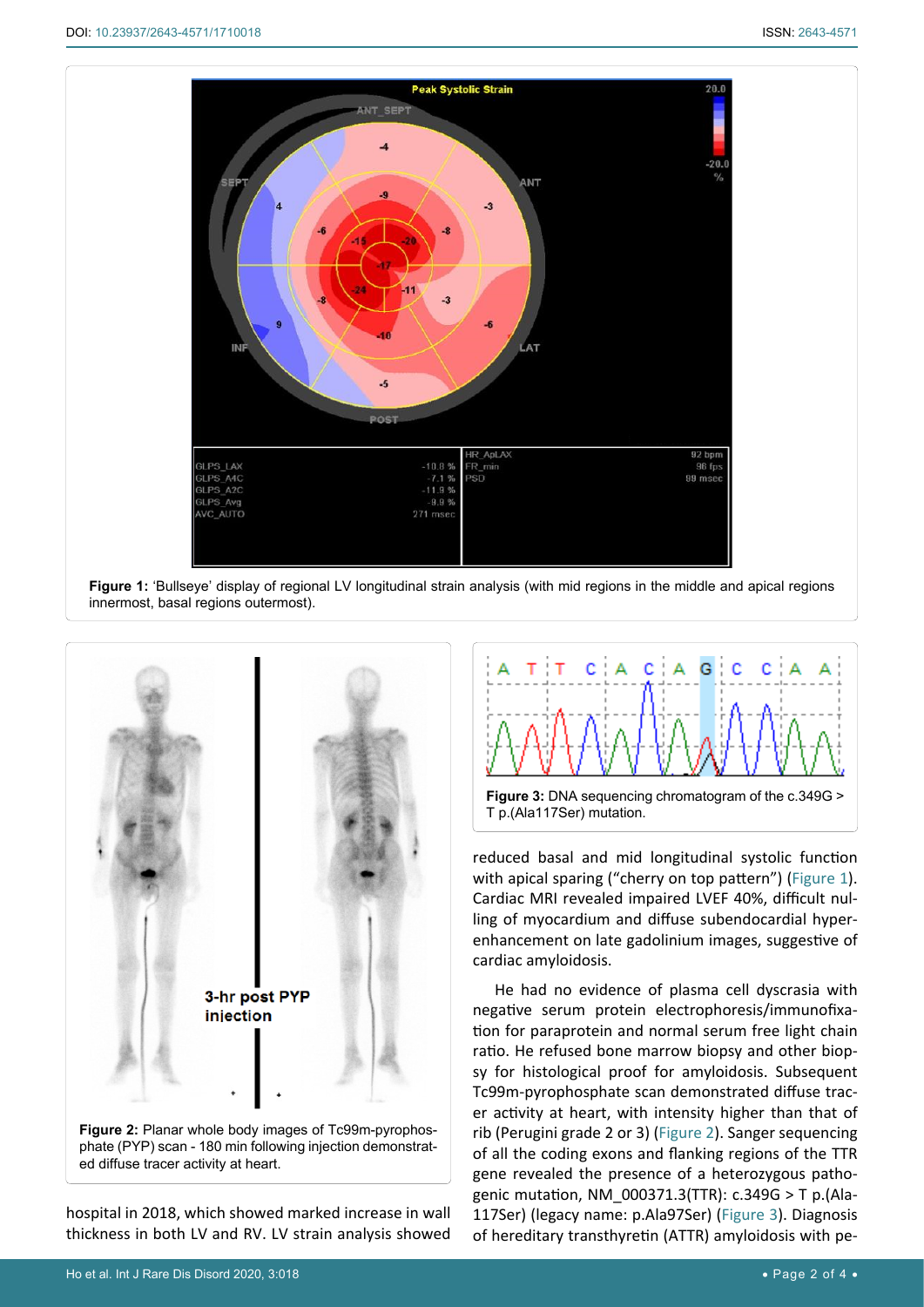Figure 1: 'Bullseye' display of regional LV longitudinal strain analysis (with mid regions in the middle and apical regions innermost, basal regions outermost).

Figure 2: Planar whole body images of Tc99m-pyrophosphate (PYP) scan - 180 min following injection demonstrated diffuse tracer activity at heart.

Figure 3: DNA sequencing chromatogram of the c.349G > T p.(Ala117Ser) mutation.

hospital in 2018, which showed marked increase in wall thickness in both LV and RV. LV strain analysis showed reduced basal and mid longitudinal systolic function with apical sparing ("cherry on top pattern") (Figure 1). Cardiac MRI revealed impaired LVEF 40%, difficult nulling of myocardium and diffuse subendocardial hyperenhancement on late gadolinium images, suggestive of cardiac amyloidosis.

He had no evidence of plasma cell dyscrasia with negative serum protein electrophoresis/immunofixation for paraprotein and normal serum free light chain ratio. He refused bone marrow biopsy and other biopsy for histological proof for amyloidosis. Subsequent Tc99m-pyrophosphate scan demonstrated diffuse tracer activity at heart, with intensity higher than that of rib (Perugini grade 2 or 3) (Figure 2). Sanger sequencing of all the coding exons and flanking regions of the TTR gene revealed the presence of a heterozygous pathogenic mutation, NM_000371.3(TTR): c.349G > T p.(Ala117Ser) (legacy name: p.Ala97Ser) (Figure 3). Diagnosis of hereditary transthyretin (ATTR) amyloidosis with pe-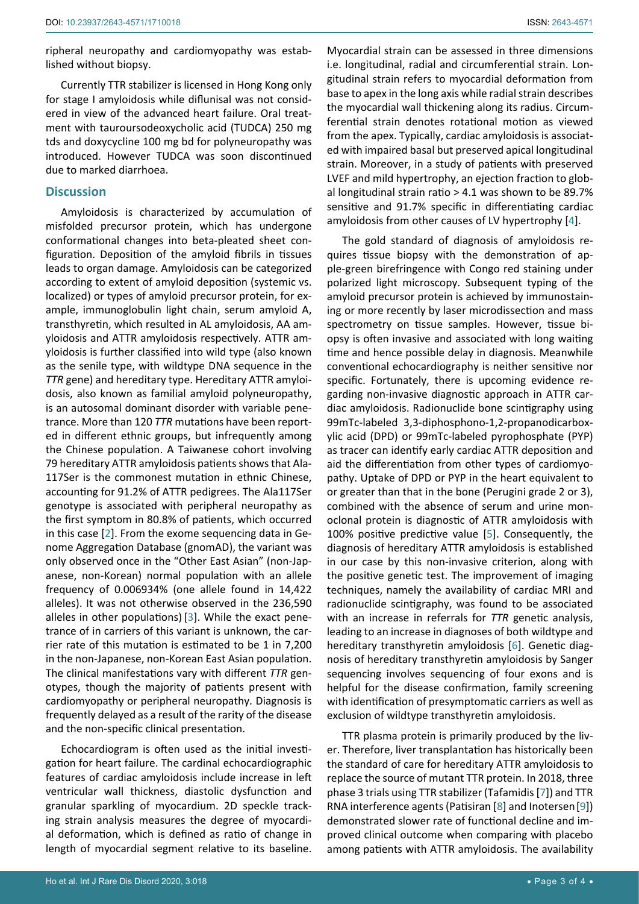ripheral neuropathy and cardiomyopathy was established without biopsy.

Currently TTR stabilizer is licensed in Hong Kong only for stage I amyloidosis while diflunisal was not considered in view of the advanced heart failure. Oral treatment with tauroursodeoxycholic acid (TUDCA) 250 mg tds and doxycycline 100 mg bd for polyneuropathy was introduced. However TUDCA was soon discontinued due to marked diarrhoea.

## Discussion

Amyloidosis is characterized by accumulation of misfolded precursor protein, which has undergone conformational changes into beta-pleated sheet configuration. Deposition of the amyloid fibrils in tissues leads to organ damage. Amyloidosis can be categorized according to extent of amyloid deposition (systemic vs. localized) or types of amyloid precursor protein, for example, immunoglobulin light chain, serum amyloid A, transthyretin, which resulted in AL amyloidosis, AA amyloidosis and ATTR amyloidosis respectively. ATTR amyloidosis is further classified into wild type (also known as the senile type, with wildtype DNA sequence in the *TTR* gene) and hereditary type. Hereditary ATTR amyloidosis, also known as familial amyloid polyneuropathy, is an autosomal dominant disorder with variable penetrance. More than 120 *TTR* mutations have been reported in different ethnic groups, but infrequently among the Chinese population. A Taiwanese cohort involving 79 hereditary ATTR amyloidosis patients shows that Ala117Ser is the commonest mutation in ethnic Chinese, accounting for 91.2% of ATTR pedigrees. The Ala117Ser genotype is associated with peripheral neuropathy as the first symptom in 80.8% of patients, which occurred in this case [2]. From the exome sequencing data in Genome Aggregation Database (gnomAD), the variant was only observed once in the "Other East Asian" (non-Japanese, non-Korean) normal population with an allele frequency of 0.006934% (one allele found in 14,422 alleles). It was not otherwise observed in the 236,590 alleles in other populations) [3]. While the exact penetrance of in carriers of this variant is unknown, the carrier rate of this mutation is estimated to be 1 in 7,200 in the non-Japanese, non-Korean East Asian population. The clinical manifestations vary with different *TTR* genotypes, though the majority of patients present with cardiomyopathy or peripheral neuropathy. Diagnosis is frequently delayed as a result of the rarity of the disease and the non-specific clinical presentation.

Echocardiogram is often used as the initial investigation for heart failure. The cardinal echocardiographic features of cardiac amyloidosis include increase in left ventricular wall thickness, diastolic dysfunction and granular sparkling of myocardium. 2D speckle tracking strain analysis measures the degree of myocardial deformation, which is defined as ratio of change in length of myocardial segment relative to its baseline. Myocardial strain can be assessed in three dimensions i.e. longitudinal, radial and circumferential strain. Longitudinal strain refers to myocardial deformation from base to apex in the long axis while radial strain describes the myocardial wall thickening along its radius. Circumferential strain denotes rotational motion as viewed from the apex. Typically, cardiac amyloidosis is associated with impaired basal but preserved apical longitudinal strain. Moreover, in a study of patients with preserved LVEF and mild hypertrophy, an ejection fraction to global longitudinal strain ratio > 4.1 was shown to be 89.7% sensitive and 91.7% specific in differentiating cardiac amyloidosis from other causes of LV hypertrophy [4].

The gold standard of diagnosis of amyloidosis requires tissue biopsy with the demonstration of apple-green birefringence with Congo red staining under polarized light microscopy. Subsequent typing of the amyloid precursor protein is achieved by immunostaining or more recently by laser microdissection and mass spectrometry on tissue samples. However, tissue biopsy is often invasive and associated with long waiting time and hence possible delay in diagnosis. Meanwhile conventional echocardiography is neither sensitive nor specific. Fortunately, there is upcoming evidence regarding non-invasive diagnostic approach in ATTR cardiac amyloidosis. Radionuclide bone scintigraphy using 99mTc-labeled 3,3-diphosphono-1,2-propanodicarboxylic acid (DPD) or 99mTc-labeled pyrophosphate (PYP) as tracer can identify early cardiac ATTR deposition and aid the differentiation from other types of cardiomyopathy. Uptake of DPD or PYP in the heart equivalent to or greater than that in the bone (Perugini grade 2 or 3), combined with the absence of serum and urine monoclonal protein is diagnostic of ATTR amyloidosis with 100% positive predictive value [5]. Consequently, the diagnosis of hereditary ATTR amyloidosis is established in our case by this non-invasive criterion, along with the positive genetic test. The improvement of imaging techniques, namely the availability of cardiac MRI and radionuclide scintigraphy, was found to be associated with an increase in referrals for *TTR* genetic analysis, leading to an increase in diagnoses of both wildtype and hereditary transthyretin amyloidosis [6]. Genetic diagnosis of hereditary transthyretin amyloidosis by Sanger sequencing involves sequencing of four exons and is helpful for the disease confirmation, family screening with identification of presymptomatic carriers as well as exclusion of wildtype transthyretin amyloidosis.

TTR plasma protein is primarily produced by the liver. Therefore, liver transplantation has historically been the standard of care for hereditary ATTR amyloidosis to replace the source of mutant TTR protein. In 2018, three phase 3 trials using TTR stabilizer (Tafamidis [7]) and TTR RNA interference agents (Patisiran [8] and Inotersen [9]) demonstrated slower rate of functional decline and improved clinical outcome when comparing with placebo among patients with ATTR amyloidosis. The availability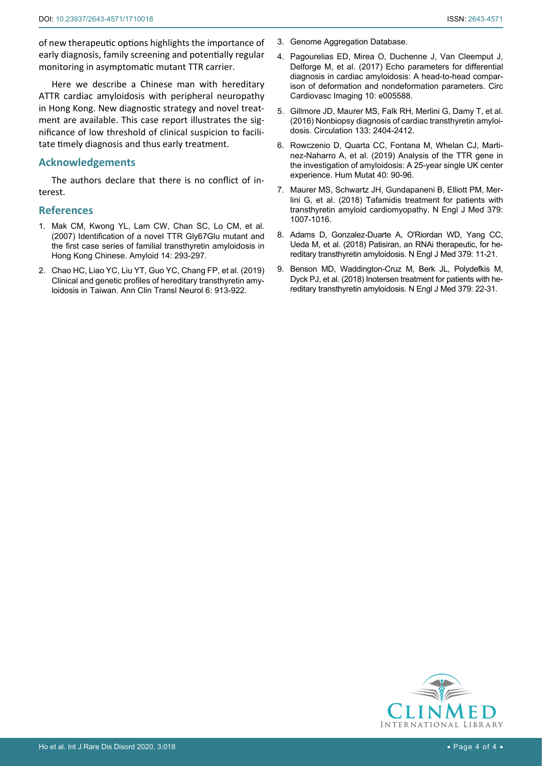of new therapeutic options highlights the importance of early diagnosis, family screening and potentially regular monitoring in asymptomatic mutant TTR carrier.

Here we describe a Chinese man with hereditary ATTR cardiac amyloidosis with peripheral neuropathy in Hong Kong. New diagnostic strategy and novel treatment are available. This case report illustrates the significance of low threshold of clinical suspicion to facilitate timely diagnosis and thus early treatment.

## Acknowledgements

The authors declare that there is no conflict of interest.

## References

1. Mak CM, Kwong YL, Lam CW, Chan SC, Lo CM, et al. (2007) Identification of a novel TTR Gly67Glu mutant and the first case series of familial transthyretin amyloidosis in Hong Kong Chinese. Amyloid 14: 293-297.
2. Chao HC, Liao YC, Liu YT, Guo YC, Chang FP, et al. (2019) Clinical and genetic profiles of hereditary transthyretin amyloidosis in Taiwan. Ann Clin Transl Neurol 6: 913-922.
3. Genome Aggregation Database.
4. Pagourelias ED, Mirea O, Duchenne J, Van Cleemput J, Delforge M, et al. (2017) Echo parameters for differential diagnosis in cardiac amyloidosis: A head-to-head comparison of deformation and nondeformation parameters. Circ Cardiovasc Imaging 10: e005588.
5. Gillmore JD, Maurer MS, Falk RH, Merlini G, Damy T, et al. (2016) Nonbiopsy diagnosis of cardiac transthyretin amyloidosis. Circulation 133: 2404-2412.
6. Rowczenio D, Quarta CC, Fontana M, Whelan CJ, Martinez-Naharro A, et al. (2019) Analysis of the TTR gene in the investigation of amyloidosis: A 25-year single UK center experience. Hum Mutat 40: 90-96.
7. Maurer MS, Schwartz JH, Gundapaneni B, Elliott PM, Merlini G, et al. (2018) Tafamidis treatment for patients with transthyretin amyloid cardiomyopathy. N Engl J Med 379: 1007-1016.
8. Adams D, Gonzalez-Duarte A, O'Riordan WD, Yang CC, Ueda M, et al. (2018) Patisiran, an RNAi therapeutic, for hereditary transthyretin amyloidosis. N Engl J Med 379: 11-21.
9. Benson MD, Waddington-Cruz M, Berk JL, Polydefkis M, Dyck PJ, et al. (2018) Inotersen treatment for patients with hereditary transthyretin amyloidosis. N Engl J Med 379: 22-31.